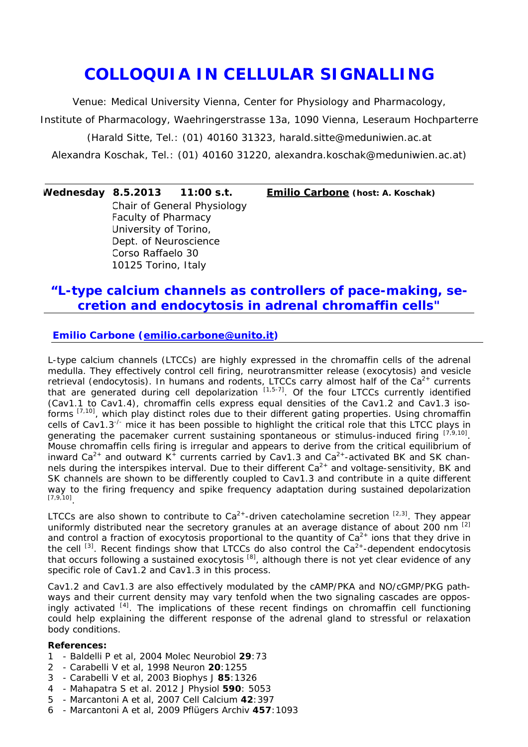# COLLOQUIA IN CELLULAR SIGNALLING

Venue: Medical University Vienna, Center for Physiology and Pharmacology,

Institute of Pharmacology, Waehringerstrasse 13a, 1090 Vienna, Leseraum Hochparterre

(Harald Sitte, Tel.: (01) 40160 31323, harald.sitte@meduniwien.ac.at

Alexandra Koschak, Tel.: (01) 40160 31220, alexandra.koschak@meduniwien.ac.at)

---

**Wednesday 8.5.2013 11:00 s.t.** **Emilio Carbone** **(host: A. Koschak)**

Chair of General Physiology
Faculty of Pharmacy
University of Torino,
Dept. of Neuroscience
Corso Raffaelo 30
10125 Torino, Italy

## "L-type calcium channels as controllers of pace-making, secretion and endocytosis in adrenal chromaffin cells"

**Emilio Carbone (emilio.carbone@unito.it)**

L-type calcium channels (LTCCs) are highly expressed in the chromaffin cells of the adrenal medulla. They effectively control cell firing, neurotransmitter release (exocytosis) and vesicle retrieval (endocytosis). In humans and rodents, LTCCs carry almost half of the $Ca^{2+}$ currents that are generated during cell depolarization [1,5-7]. Of the four LTCCs currently identified (Cav1.1 to Cav1.4), chromaffin cells express equal densities of the Cav1.2 and Cav1.3 isoforms [7,10], which play distinct roles due to their different gating properties. Using chromaffin cells of Cav1.3$^{-/-}$ mice it has been possible to highlight the critical role that this LTCC plays in generating the pacemaker current sustaining spontaneous or stimulus-induced firing [7,9,10]. Mouse chromaffin cells firing is irregular and appears to derive from the critical equilibrium of inward $Ca^{2+}$ and outward $K^{+}$ currents carried by Cav1.3 and $Ca^{2+}$-activated BK and SK channels during the interspikes interval. Due to their different $Ca^{2+}$ and voltage-sensitivity, BK and SK channels are shown to be differently coupled to Cav1.3 and contribute in a quite different way to the firing frequency and spike frequency adaptation during sustained depolarization [7,9,10].

LTCCs are also shown to contribute to $Ca^{2+}$-driven catecholamine secretion [2,3]. They appear uniformly distributed near the secretory granules at an average distance of about 200 nm [2] and control a fraction of exocytosis proportional to the quantity of $Ca^{2+}$ ions that they drive in the cell [3]. Recent findings show that LTCCs do also control the $Ca^{2+}$-dependent endocytosis that occurs following a sustained exocytosis [8], although there is not yet clear evidence of any specific role of Cav1.2 and Cav1.3 in this process.

Cav1.2 and Cav1.3 are also effectively modulated by the cAMP/PKA and NO/cGMP/PKG pathways and their current density may vary tenfold when the two signaling cascades are opposingly activated [4]. The implications of these recent findings on chromaffin cell functioning could help explaining the different response of the adrenal gland to stressful or relaxation body conditions.

**References:**

1 - Baldelli P et al, 2004 Molec Neurobiol **29**:73
2 - Carabelli V et al, 1998 Neuron **20**:1255
3 - Carabelli V et al, 2003 Biophys J **85**:1326
4 - Mahapatra S et al. 2012 J Physiol **590**: 5053
5 - Marcantoni A et al, 2007 Cell Calcium **42**:397
6 - Marcantoni A et al, 2009 Pflügers Archiv **457**:1093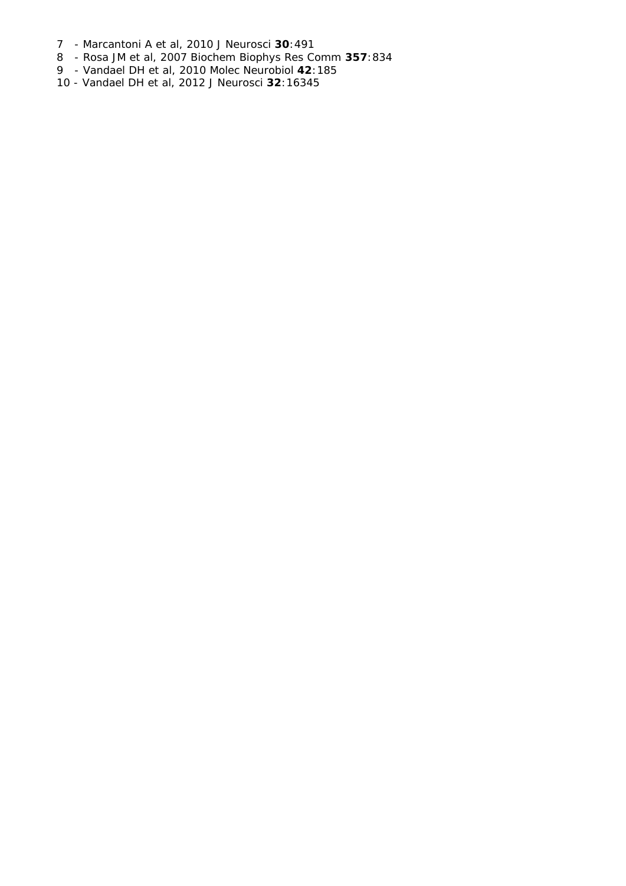7 - Marcantoni A et al, 2010 J Neurosci **30**:491
8 - Rosa JM et al, 2007 Biochem Biophys Res Comm **357**:834
9 - Vandael DH et al, 2010 Molec Neurobiol **42**:185
10 - Vandael DH et al, 2012 J Neurosci **32**:16345